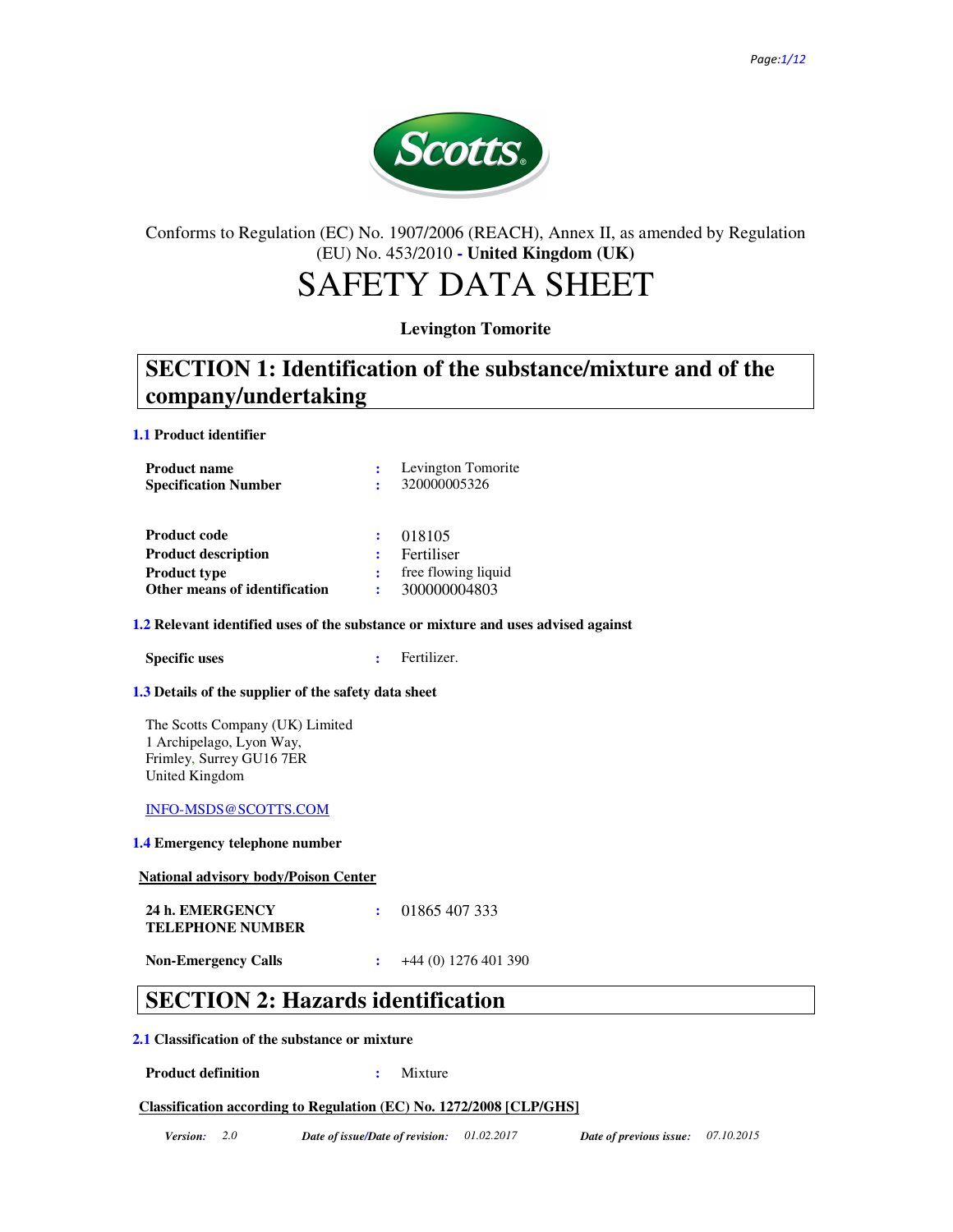Conforms to Regulation (EC) No. 1907/2006 (REACH), Annex II, as amended by Regulation (EU) No. 453/2010 - **United Kingdom (UK)**

# SAFETY DATA SHEET

**Levington Tomorite**

## SECTION 1: Identification of the substance/mixture and of the company/undertaking

### 1.1 Product identifier

| | | |
|---|---|---|
| **Product name** | : | Levington Tomorite |
| **Specification Number** | : | 320000005326 |
| **Product code** | : | 018105 |
| **Product description** | : | Fertiliser |
| **Product type** | : | free flowing liquid |
| **Other means of identification** | : | 300000004803 |

### 1.2 Relevant identified uses of the substance or mixture and uses advised against

**Specific uses** : Fertilizer.

### 1.3 Details of the supplier of the safety data sheet

The Scotts Company (UK) Limited
1 Archipelago, Lyon Way,
Frimley, Surrey GU16 7ER
United Kingdom

INFO-MSDS@SCOTTS.COM

### 1.4 Emergency telephone number

**National advisory body/Poison Center**

| | | |
|---|---|---|
| **24 h. EMERGENCY TELEPHONE NUMBER** | : | 01865 407 333 |
| **Non-Emergency Calls** | : | +44 (0) 1276 401 390 |

## SECTION 2: Hazards identification

### 2.1 Classification of the substance or mixture

**Product definition** : Mixture

**Classification according to Regulation (EC) No. 1272/2008 [CLP/GHS]**

*Version:* 2.0 *Date of issue/Date of revision:* 01.02.2017 *Date of previous issue:* 07.10.2015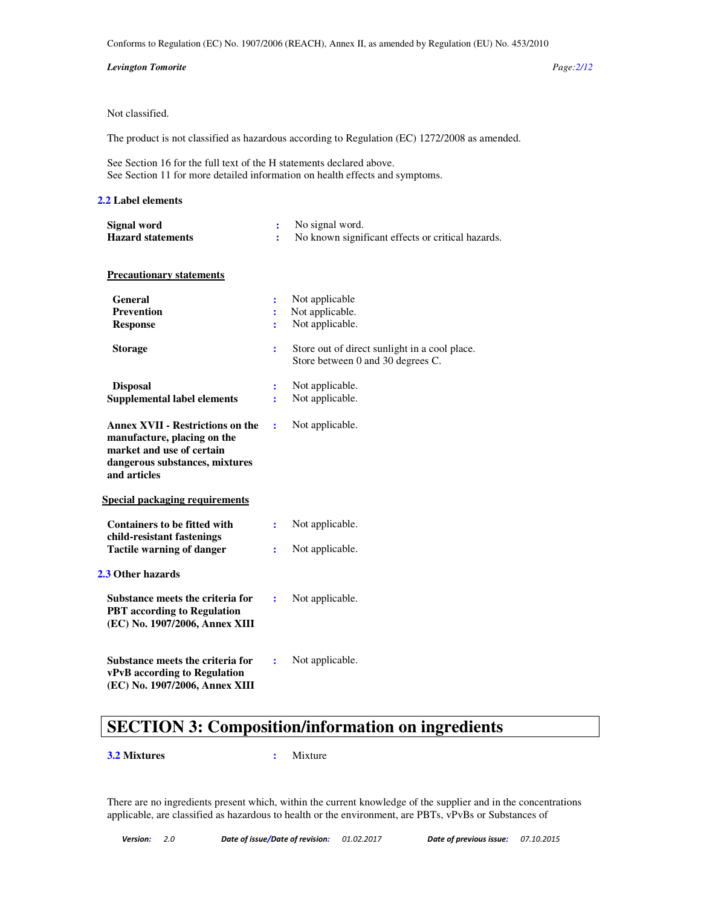Not classified.

The product is not classified as hazardous according to Regulation (EC) 1272/2008 as amended.

See Section 16 for the full text of the H statements declared above.
See Section 11 for more detailed information on health effects and symptoms.

### 2.2 Label elements

| | | |
|---|---|---|
| **Signal word** | : | No signal word. |
| **Hazard statements** | : | No known significant effects or critical hazards. |

**Precautionary statements**

| | | |
|---|---|---|
| **General** | : | Not applicable |
| **Prevention** | : | Not applicable. |
| **Response** | : | Not applicable. |
| **Storage** | : | Store out of direct sunlight in a cool place. Store between 0 and 30 degrees C. |
| **Disposal** | : | Not applicable. |
| **Supplemental label elements** | : | Not applicable. |
| **Annex XVII - Restrictions on the manufacture, placing on the market and use of certain dangerous substances, mixtures and articles** | : | Not applicable. |

**Special packaging requirements**

| | | |
|---|---|---|
| **Containers to be fitted with child-resistant fastenings** | : | Not applicable. |
| **Tactile warning of danger** | : | Not applicable. |

### 2.3 Other hazards

| | | |
|---|---|---|
| **Substance meets the criteria for PBT according to Regulation (EC) No. 1907/2006, Annex XIII** | : | Not applicable. |
| **Substance meets the criteria for vPvB according to Regulation (EC) No. 1907/2006, Annex XIII** | : | Not applicable. |

## SECTION 3: Composition/information on ingredients

**3.2 Mixtures** : Mixture

There are no ingredients present which, within the current knowledge of the supplier and in the concentrations applicable, are classified as hazardous to health or the environment, are PBTs, vPvBs or Substances of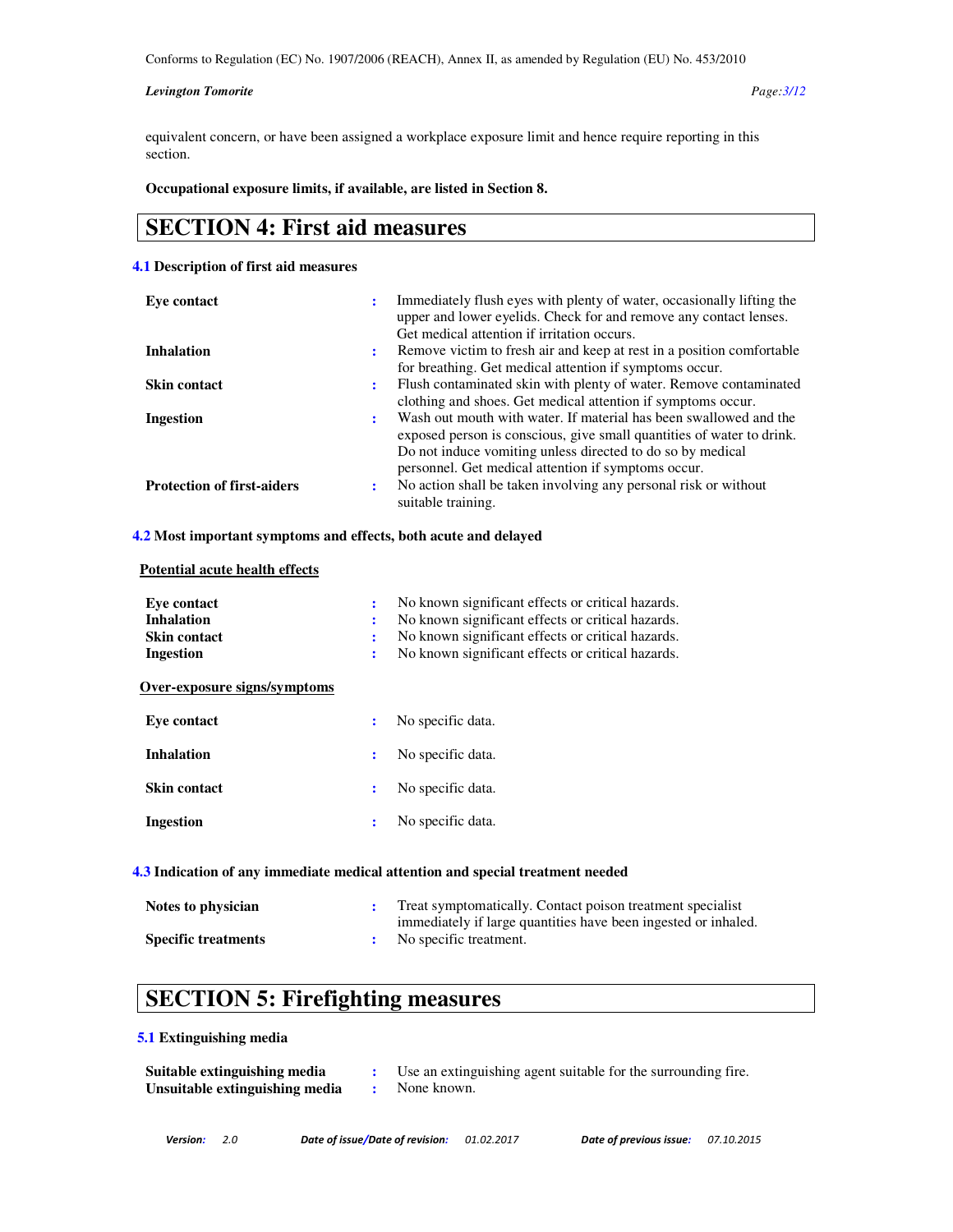equivalent concern, or have been assigned a workplace exposure limit and hence require reporting in this section.

**Occupational exposure limits, if available, are listed in Section 8.**

# SECTION 4: First aid measures

### 4.1 Description of first aid measures

| | | |
|---|---|---|
| **Eye contact** | : | Immediately flush eyes with plenty of water, occasionally lifting the upper and lower eyelids. Check for and remove any contact lenses. Get medical attention if irritation occurs. |
| **Inhalation** | : | Remove victim to fresh air and keep at rest in a position comfortable for breathing. Get medical attention if symptoms occur. |
| **Skin contact** | : | Flush contaminated skin with plenty of water. Remove contaminated clothing and shoes. Get medical attention if symptoms occur. |
| **Ingestion** | : | Wash out mouth with water. If material has been swallowed and the exposed person is conscious, give small quantities of water to drink. Do not induce vomiting unless directed to do so by medical personnel. Get medical attention if symptoms occur. |
| **Protection of first-aiders** | : | No action shall be taken involving any personal risk or without suitable training. |

### 4.2 Most important symptoms and effects, both acute and delayed

**Potential acute health effects**

| | | |
|---|---|---|
| **Eye contact** | : | No known significant effects or critical hazards. |
| **Inhalation** | : | No known significant effects or critical hazards. |
| **Skin contact** | : | No known significant effects or critical hazards. |
| **Ingestion** | : | No known significant effects or critical hazards. |

**Over-exposure signs/symptoms**

| | | |
|---|---|---|
| **Eye contact** | : | No specific data. |
| **Inhalation** | : | No specific data. |
| **Skin contact** | : | No specific data. |
| **Ingestion** | : | No specific data. |

### 4.3 Indication of any immediate medical attention and special treatment needed

| | | |
|---|---|---|
| **Notes to physician** | : | Treat symptomatically. Contact poison treatment specialist immediately if large quantities have been ingested or inhaled. |
| **Specific treatments** | : | No specific treatment. |

# SECTION 5: Firefighting measures

### 5.1 Extinguishing media

| | | |
|---|---|---|
| **Suitable extinguishing media** | : | Use an extinguishing agent suitable for the surrounding fire. |
| **Unsuitable extinguishing media** | : | None known. |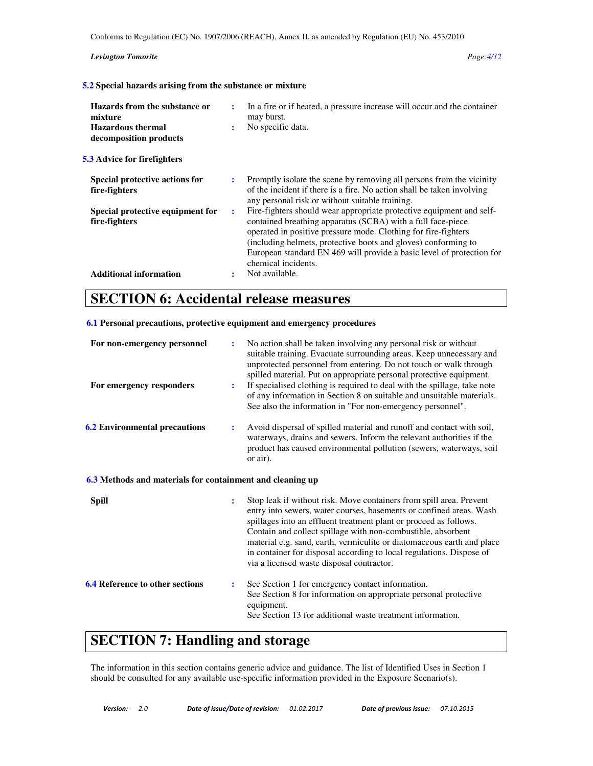**5.2 Special hazards arising from the substance or mixture**

| | | |
|---|---|---|
| **Hazards from the substance or mixture** | : | In a fire or if heated, a pressure increase will occur and the container may burst. |
| **Hazardous thermal decomposition products** | : | No specific data. |

**5.3 Advice for firefighters**

| | | |
|---|---|---|
| **Special protective actions for fire-fighters** | : | Promptly isolate the scene by removing all persons from the vicinity of the incident if there is a fire. No action shall be taken involving any personal risk or without suitable training. |
| **Special protective equipment for fire-fighters** | : | Fire-fighters should wear appropriate protective equipment and self-contained breathing apparatus (SCBA) with a full face-piece operated in positive pressure mode. Clothing for fire-fighters (including helmets, protective boots and gloves) conforming to European standard EN 469 will provide a basic level of protection for chemical incidents. |
| **Additional information** | : | Not available. |

# SECTION 6: Accidental release measures

**6.1 Personal precautions, protective equipment and emergency procedures**

| | | |
|---|---|---|
| **For non-emergency personnel** | : | No action shall be taken involving any personal risk or without suitable training. Evacuate surrounding areas. Keep unnecessary and unprotected personnel from entering. Do not touch or walk through spilled material. Put on appropriate personal protective equipment. |
| **For emergency responders** | : | If specialised clothing is required to deal with the spillage, take note of any information in Section 8 on suitable and unsuitable materials. See also the information in "For non-emergency personnel". |

| | | |
|---|---|---|
| **6.2 Environmental precautions** | : | Avoid dispersal of spilled material and runoff and contact with soil, waterways, drains and sewers. Inform the relevant authorities if the product has caused environmental pollution (sewers, waterways, soil or air). |

**6.3 Methods and materials for containment and cleaning up**

| | | |
|---|---|---|
| **Spill** | : | Stop leak if without risk. Move containers from spill area. Prevent entry into sewers, water courses, basements or confined areas. Wash spillages into an effluent treatment plant or proceed as follows. Contain and collect spillage with non-combustible, absorbent material e.g. sand, earth, vermiculite or diatomaceous earth and place in container for disposal according to local regulations. Dispose of via a licensed waste disposal contractor. |

| | | |
|---|---|---|
| **6.4 Reference to other sections** | : | See Section 1 for emergency contact information.<br>See Section 8 for information on appropriate personal protective equipment.<br>See Section 13 for additional waste treatment information. |

# SECTION 7: Handling and storage

The information in this section contains generic advice and guidance. The list of Identified Uses in Section 1 should be consulted for any available use-specific information provided in the Exposure Scenario(s).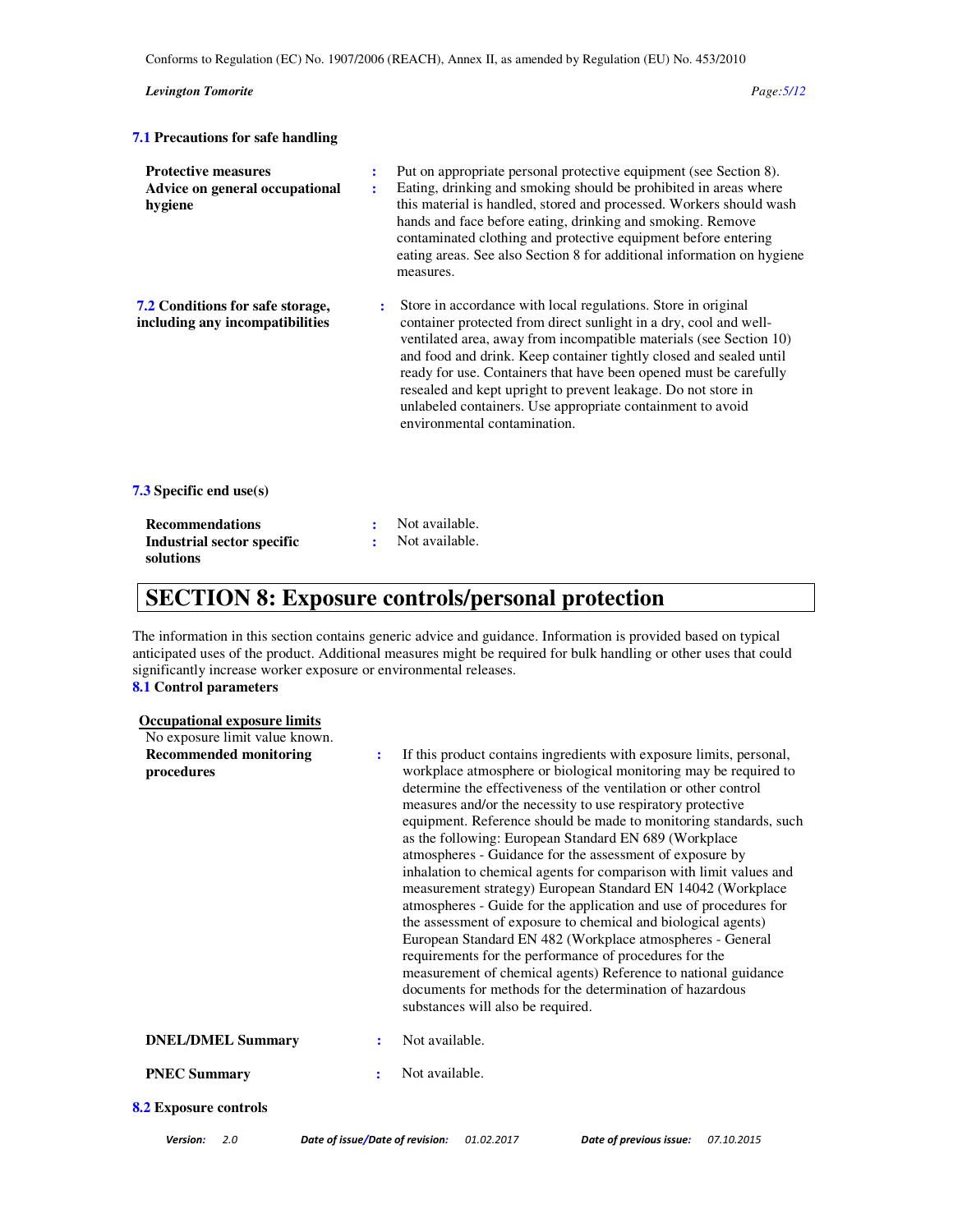### 7.1 Precautions for safe handling

| | | |
|---|---|---|
| **Protective measures** | : | Put on appropriate personal protective equipment (see Section 8). |
| **Advice on general occupational hygiene** | : | Eating, drinking and smoking should be prohibited in areas where this material is handled, stored and processed. Workers should wash hands and face before eating, drinking and smoking. Remove contaminated clothing and protective equipment before entering eating areas. See also Section 8 for additional information on hygiene measures. |

### 7.2 Conditions for safe storage, including any incompatibilities

: Store in accordance with local regulations. Store in original container protected from direct sunlight in a dry, cool and well-ventilated area, away from incompatible materials (see Section 10) and food and drink. Keep container tightly closed and sealed until ready for use. Containers that have been opened must be carefully resealed and kept upright to prevent leakage. Do not store in unlabeled containers. Use appropriate containment to avoid environmental contamination.

### 7.3 Specific end use(s)

| | | |
|---|---|---|
| **Recommendations** | : | Not available. |
| **Industrial sector specific solutions** | : | Not available. |

## SECTION 8: Exposure controls/personal protection

The information in this section contains generic advice and guidance. Information is provided based on typical anticipated uses of the product. Additional measures might be required for bulk handling or other uses that could significantly increase worker exposure or environmental releases.

### 8.1 Control parameters

**Occupational exposure limits**

No exposure limit value known.

| | | |
|---|---|---|
| **Recommended monitoring procedures** | : | If this product contains ingredients with exposure limits, personal, workplace atmosphere or biological monitoring may be required to determine the effectiveness of the ventilation or other control measures and/or the necessity to use respiratory protective equipment. Reference should be made to monitoring standards, such as the following: European Standard EN 689 (Workplace atmospheres - Guidance for the assessment of exposure by inhalation to chemical agents for comparison with limit values and measurement strategy) European Standard EN 14042 (Workplace atmospheres - Guide for the application and use of procedures for the assessment of exposure to chemical and biological agents) European Standard EN 482 (Workplace atmospheres - General requirements for the performance of procedures for the measurement of chemical agents) Reference to national guidance documents for methods for the determination of hazardous substances will also be required. |
| **DNEL/DMEL Summary** | : | Not available. |
| **PNEC Summary** | : | Not available. |

### 8.2 Exposure controls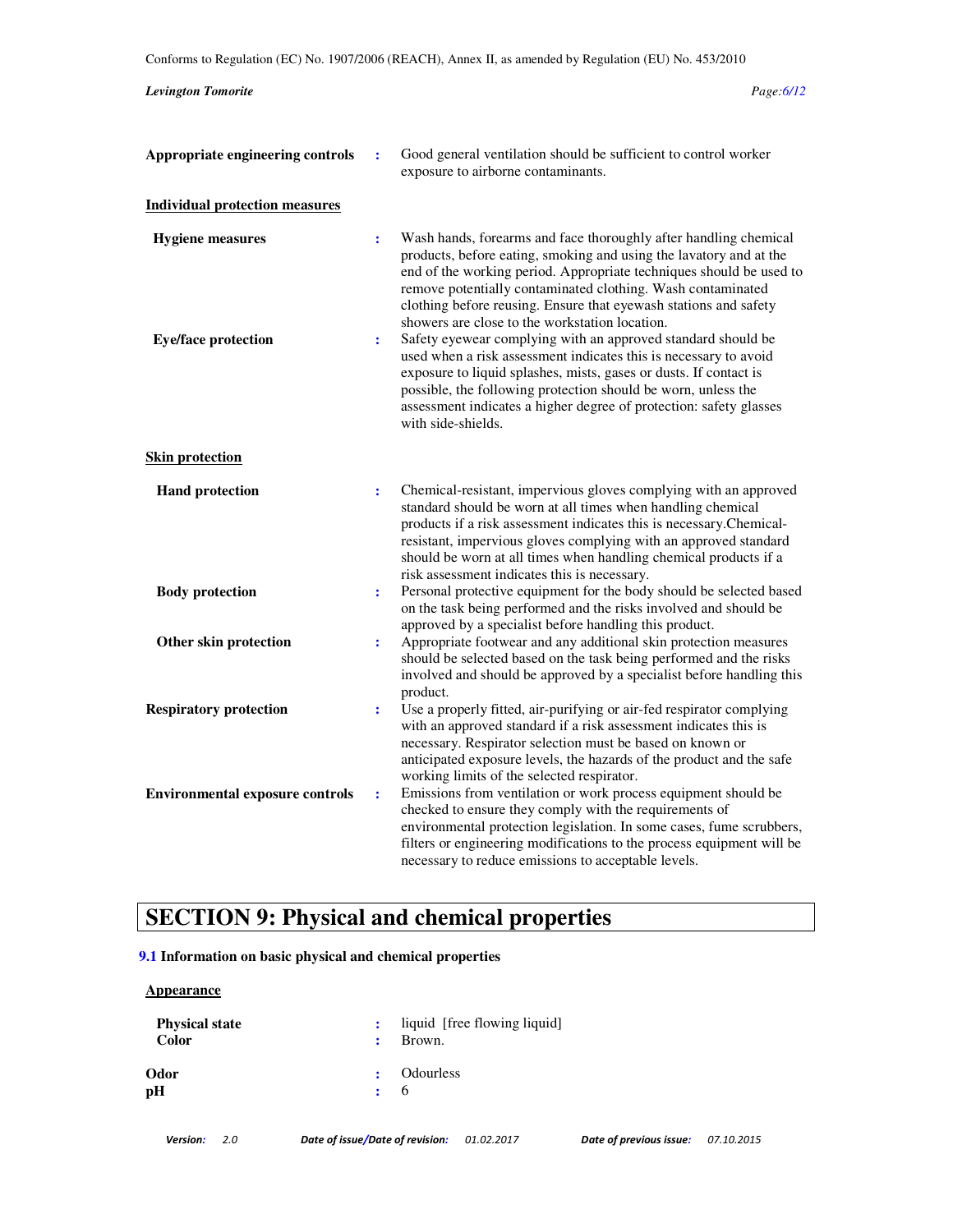**Appropriate engineering controls** : Good general ventilation should be sufficient to control worker exposure to airborne contaminants.

**Individual protection measures**

**Hygiene measures** : Wash hands, forearms and face thoroughly after handling chemical products, before eating, smoking and using the lavatory and at the end of the working period. Appropriate techniques should be used to remove potentially contaminated clothing. Wash contaminated clothing before reusing. Ensure that eyewash stations and safety showers are close to the workstation location.

**Eye/face protection** : Safety eyewear complying with an approved standard should be used when a risk assessment indicates this is necessary to avoid exposure to liquid splashes, mists, gases or dusts. If contact is possible, the following protection should be worn, unless the assessment indicates a higher degree of protection: safety glasses with side-shields.

**Skin protection**

**Hand protection** : Chemical-resistant, impervious gloves complying with an approved standard should be worn at all times when handling chemical products if a risk assessment indicates this is necessary.Chemical-resistant, impervious gloves complying with an approved standard should be worn at all times when handling chemical products if a risk assessment indicates this is necessary.

**Body protection** : Personal protective equipment for the body should be selected based on the task being performed and the risks involved and should be approved by a specialist before handling this product.

**Other skin protection** : Appropriate footwear and any additional skin protection measures should be selected based on the task being performed and the risks involved and should be approved by a specialist before handling this product.

**Respiratory protection** : Use a properly fitted, air-purifying or air-fed respirator complying with an approved standard if a risk assessment indicates this is necessary. Respirator selection must be based on known or anticipated exposure levels, the hazards of the product and the safe working limits of the selected respirator.

**Environmental exposure controls** : Emissions from ventilation or work process equipment should be checked to ensure they comply with the requirements of environmental protection legislation. In some cases, fume scrubbers, filters or engineering modifications to the process equipment will be necessary to reduce emissions to acceptable levels.

# SECTION 9: Physical and chemical properties

**9.1 Information on basic physical and chemical properties**

**Appearance**

**Physical state** : liquid [free flowing liquid]

**Color** : Brown.

**Odor** : Odourless

**pH** : 6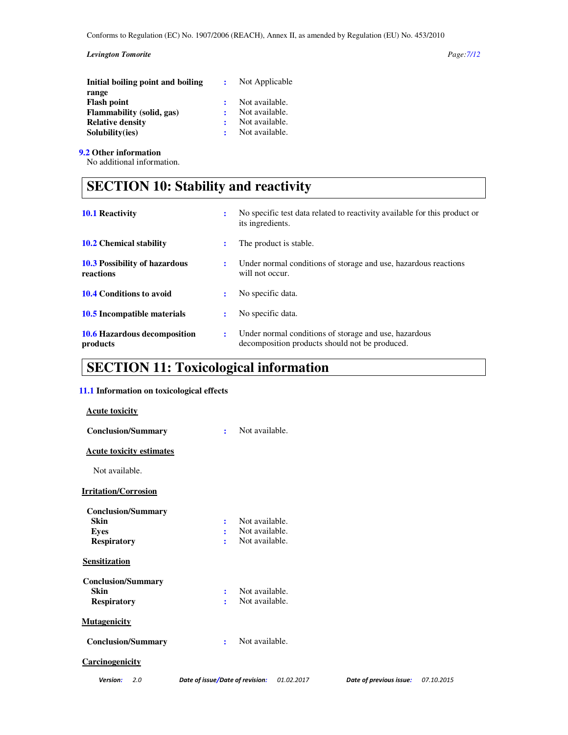| | | |
|---|---|---|
| **Initial boiling point and boiling range** | : | Not Applicable |
| **Flash point** | : | Not available. |
| **Flammability (solid, gas)** | : | Not available. |
| **Relative density** | : | Not available. |
| **Solubility(ies)** | : | Not available. |

**9.2 Other information**

No additional information.

# SECTION 10: Stability and reactivity

| | | |
|---|---|---|
| **10.1 Reactivity** | : | No specific test data related to reactivity available for this product or its ingredients. |
| **10.2 Chemical stability** | : | The product is stable. |
| **10.3 Possibility of hazardous reactions** | : | Under normal conditions of storage and use, hazardous reactions will not occur. |
| **10.4 Conditions to avoid** | : | No specific data. |
| **10.5 Incompatible materials** | : | No specific data. |
| **10.6 Hazardous decomposition products** | : | Under normal conditions of storage and use, hazardous decomposition products should not be produced. |

# SECTION 11: Toxicological information

**11.1 Information on toxicological effects**

**Acute toxicity**

**Conclusion/Summary** : Not available.

**Acute toxicity estimates**

Not available.

**Irritation/Corrosion**

**Conclusion/Summary**

| | | |
|---|---|---|
| **Skin** | : | Not available. |
| **Eyes** | : | Not available. |
| **Respiratory** | : | Not available. |

**Sensitization**

**Conclusion/Summary**

| | | |
|---|---|---|
| **Skin** | : | Not available. |
| **Respiratory** | : | Not available. |

**Mutagenicity**

**Conclusion/Summary** : Not available.

**Carcinogenicity**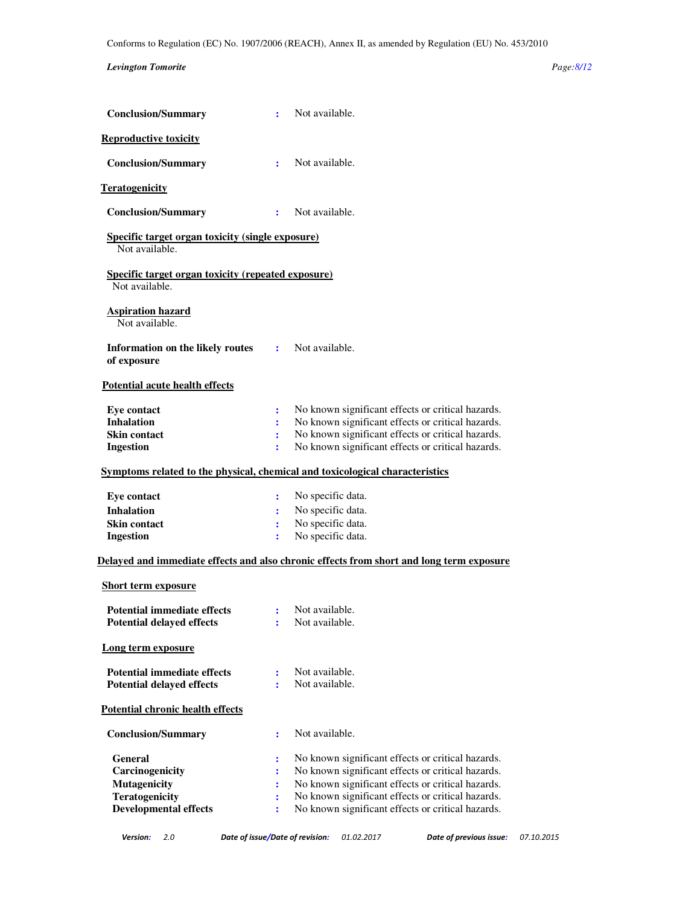**Conclusion/Summary** : Not available.

**Reproductive toxicity**

**Conclusion/Summary** : Not available.

**Teratogenicity**

**Conclusion/Summary** : Not available.

**Specific target organ toxicity (single exposure)**

Not available.

**Specific target organ toxicity (repeated exposure)**

Not available.

**Aspiration hazard**

Not available.

**Information on the likely routes of exposure** : Not available.

**Potential acute health effects**

| | | |
|---|---|---|
| **Eye contact** | : | No known significant effects or critical hazards. |
| **Inhalation** | : | No known significant effects or critical hazards. |
| **Skin contact** | : | No known significant effects or critical hazards. |
| **Ingestion** | : | No known significant effects or critical hazards. |

**Symptoms related to the physical, chemical and toxicological characteristics**

| | | |
|---|---|---|
| **Eye contact** | : | No specific data. |
| **Inhalation** | : | No specific data. |
| **Skin contact** | : | No specific data. |
| **Ingestion** | : | No specific data. |

**Delayed and immediate effects and also chronic effects from short and long term exposure**

**Short term exposure**

| | | |
|---|---|---|
| **Potential immediate effects** | : | Not available. |
| **Potential delayed effects** | : | Not available. |

**Long term exposure**

| | | |
|---|---|---|
| **Potential immediate effects** | : | Not available. |
| **Potential delayed effects** | : | Not available. |

**Potential chronic health effects**

**Conclusion/Summary** : Not available.

| | | |
|---|---|---|
| **General** | : | No known significant effects or critical hazards. |
| **Carcinogenicity** | : | No known significant effects or critical hazards. |
| **Mutagenicity** | : | No known significant effects or critical hazards. |
| **Teratogenicity** | : | No known significant effects or critical hazards. |
| **Developmental effects** | : | No known significant effects or critical hazards. |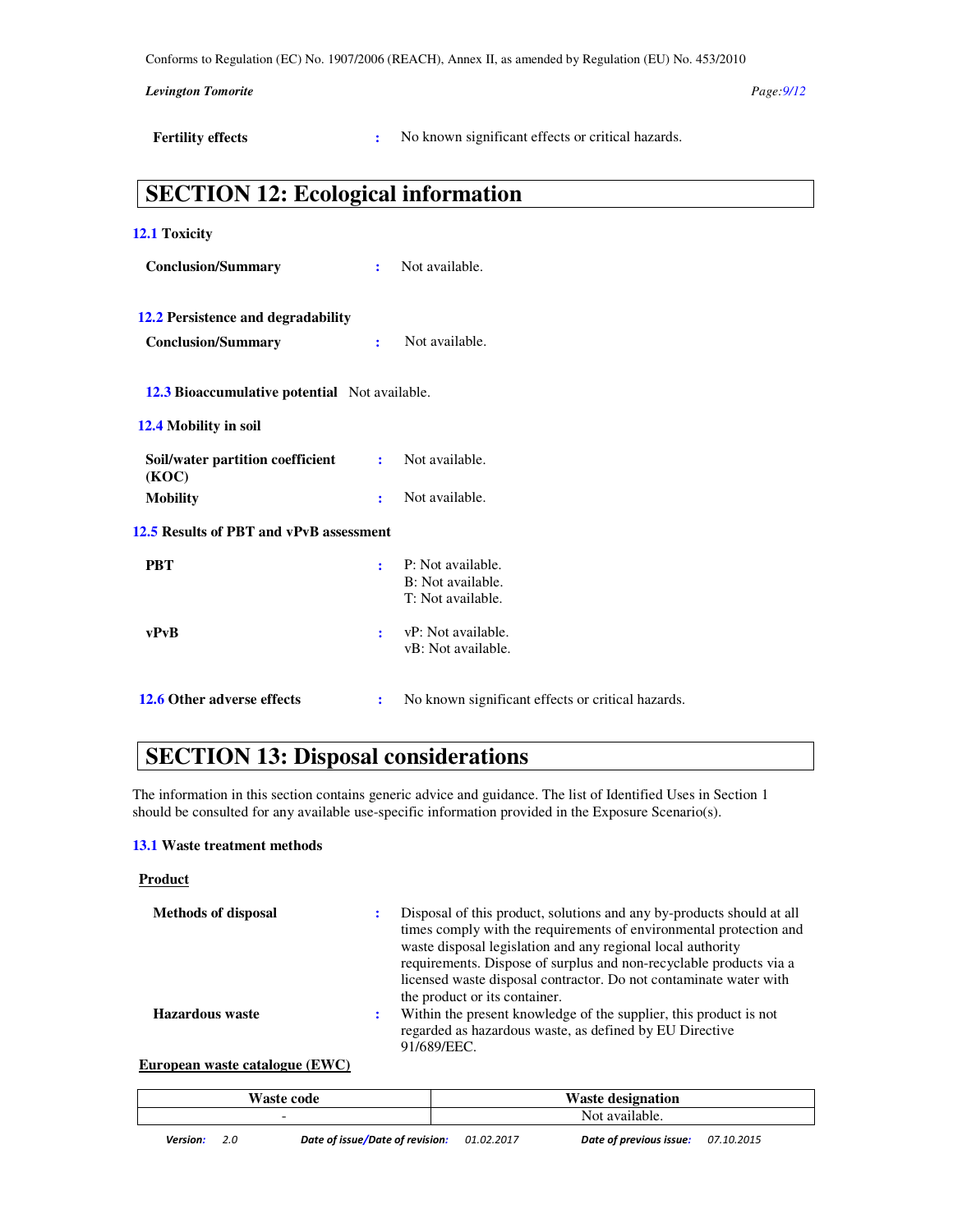**Fertility effects** : No known significant effects or critical hazards.

## SECTION 12: Ecological information

### 12.1 Toxicity

**Conclusion/Summary** : Not available.

### 12.2 Persistence and degradability

**Conclusion/Summary** : Not available.

**12.3 Bioaccumulative potential** Not available.

### 12.4 Mobility in soil

**Soil/water partition coefficient (KOC)** : Not available.

**Mobility** : Not available.

### 12.5 Results of PBT and vPvB assessment

**PBT** : P: Not available.
B: Not available.
T: Not available.

**vPvB** : vP: Not available.
vB: Not available.

**12.6 Other adverse effects** : No known significant effects or critical hazards.

## SECTION 13: Disposal considerations

The information in this section contains generic advice and guidance. The list of Identified Uses in Section 1 should be consulted for any available use-specific information provided in the Exposure Scenario(s).

### 13.1 Waste treatment methods

**Product**

**Methods of disposal** : Disposal of this product, solutions and any by-products should at all times comply with the requirements of environmental protection and waste disposal legislation and any regional local authority requirements. Dispose of surplus and non-recyclable products via a licensed waste disposal contractor. Do not contaminate water with the product or its container.

**Hazardous waste** : Within the present knowledge of the supplier, this product is not regarded as hazardous waste, as defined by EU Directive 91/689/EEC.

**European waste catalogue (EWC)**

| Waste code | Waste designation |
|---|---|
| - | Not available. |

*Version: 2.0 Date of issue/Date of revision: 01.02.2017 Date of previous issue: 07.10.2015*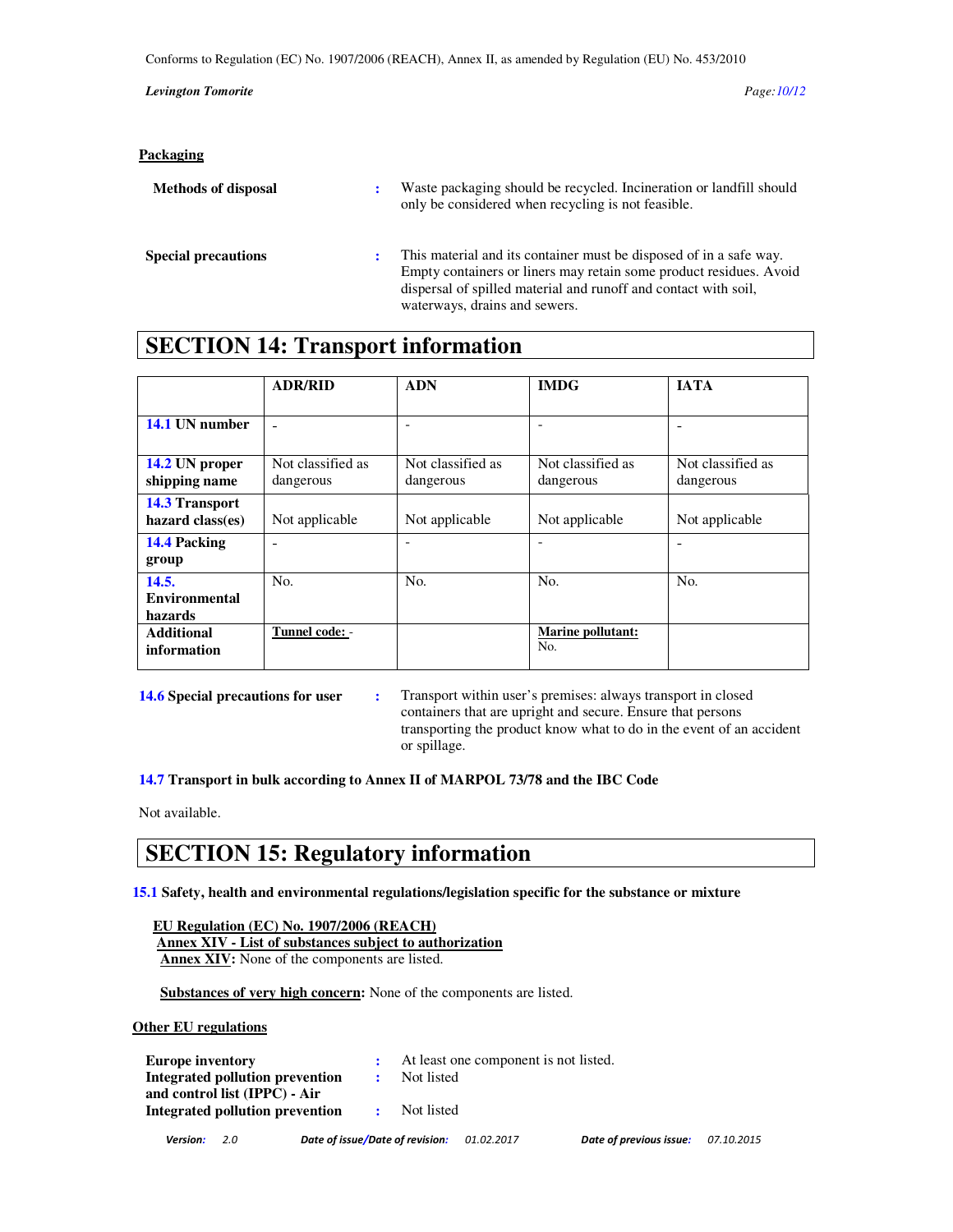**Packaging**

**Methods of disposal** : Waste packaging should be recycled. Incineration or landfill should only be considered when recycling is not feasible.

**Special precautions** : This material and its container must be disposed of in a safe way. Empty containers or liners may retain some product residues. Avoid dispersal of spilled material and runoff and contact with soil, waterways, drains and sewers.

# SECTION 14: Transport information

| | ADR/RID | ADN | IMDG | IATA |
|---|---|---|---|---|
| **14.1 UN number** | - | - | - | - |
| **14.2 UN proper shipping name** | Not classified as dangerous | Not classified as dangerous | Not classified as dangerous | Not classified as dangerous |
| **14.3 Transport hazard class(es)** | Not applicable | Not applicable | Not applicable | Not applicable |
| **14.4 Packing group** | - | - | - | - |
| **14.5. Environmental hazards** | No. | No. | No. | No. |
| **Additional information** | **Tunnel code:** - | | **Marine pollutant:** No. | |

**14.6 Special precautions for user** : Transport within user's premises: always transport in closed containers that are upright and secure. Ensure that persons transporting the product know what to do in the event of an accident or spillage.

**14.7 Transport in bulk according to Annex II of MARPOL 73/78 and the IBC Code**

Not available.

# SECTION 15: Regulatory information

**15.1 Safety, health and environmental regulations/legislation specific for the substance or mixture**

**EU Regulation (EC) No. 1907/2006 (REACH)**
**Annex XIV - List of substances subject to authorization**
**Annex XIV:** None of the components are listed.

**Substances of very high concern:** None of the components are listed.

**Other EU regulations**

**Europe inventory** : At least one component is not listed.
**Integrated pollution prevention and control list (IPPC) - Air** : Not listed
**Integrated pollution prevention** : Not listed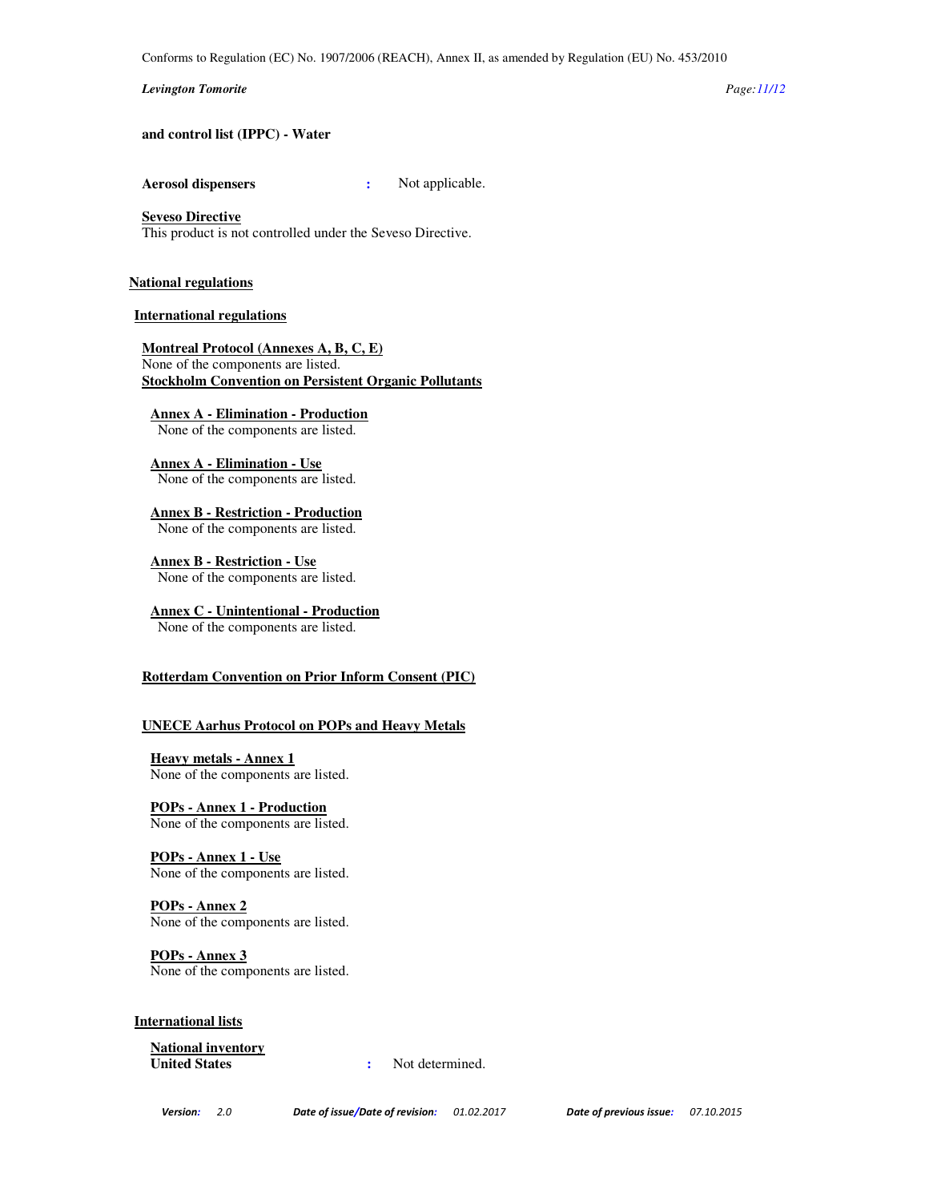**and control list (IPPC) - Water**

**Aerosol dispensers** : Not applicable.

**Seveso Directive**
This product is not controlled under the Seveso Directive.

## National regulations

### International regulations

**Montreal Protocol (Annexes A, B, C, E)**
None of the components are listed.

**Stockholm Convention on Persistent Organic Pollutants**

**Annex A - Elimination - Production**
None of the components are listed.

**Annex A - Elimination - Use**
None of the components are listed.

**Annex B - Restriction - Production**
None of the components are listed.

**Annex B - Restriction - Use**
None of the components are listed.

**Annex C - Unintentional - Production**
None of the components are listed.

**Rotterdam Convention on Prior Inform Consent (PIC)**

**UNECE Aarhus Protocol on POPs and Heavy Metals**

**Heavy metals - Annex 1**
None of the components are listed.

**POPs - Annex 1 - Production**
None of the components are listed.

**POPs - Annex 1 - Use**
None of the components are listed.

**POPs - Annex 2**
None of the components are listed.

**POPs - Annex 3**
None of the components are listed.

### International lists

**National inventory**
**United States** : Not determined.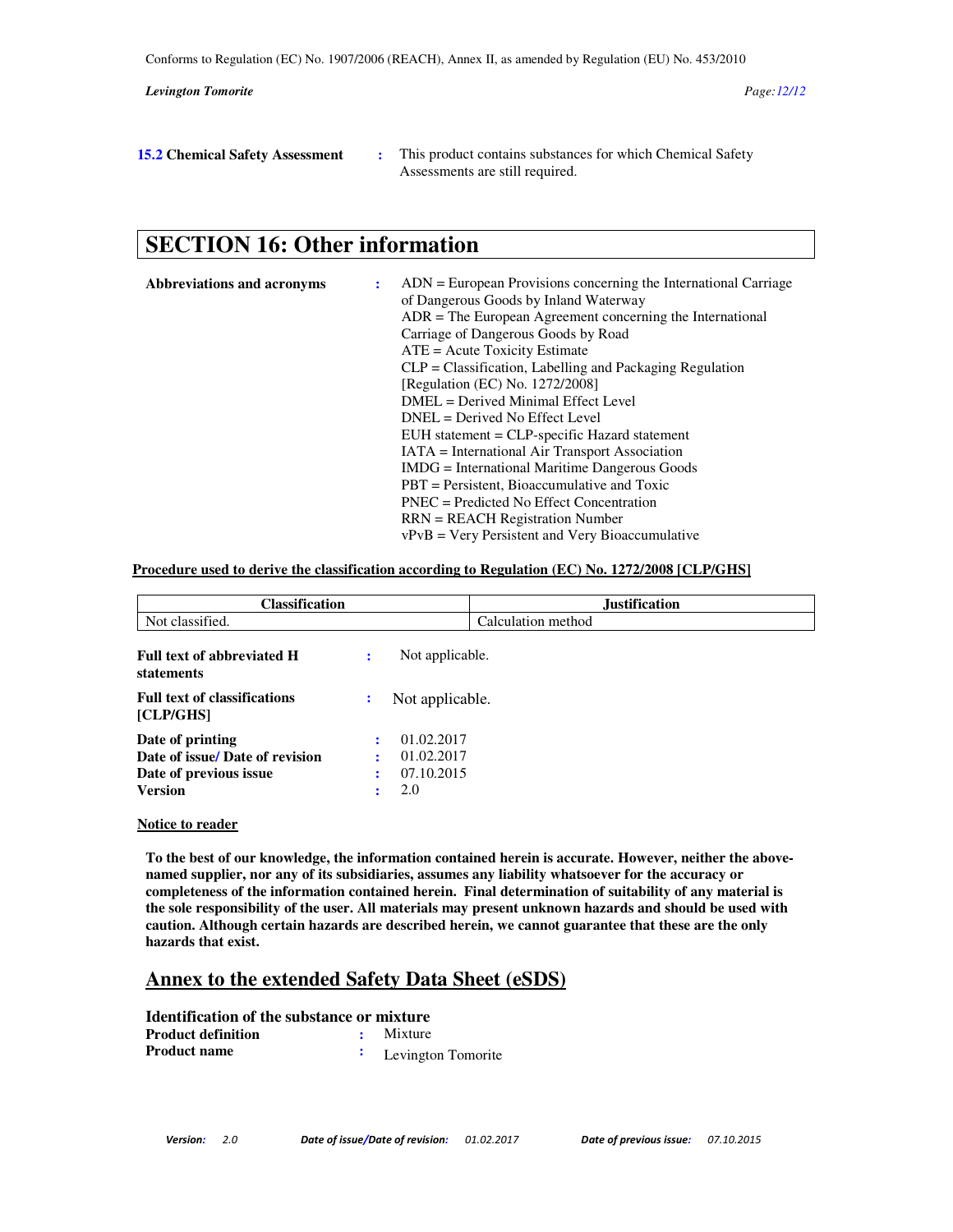**15.2 Chemical Safety Assessment** : This product contains substances for which Chemical Safety Assessments are still required.

# SECTION 16: Other information

**Abbreviations and acronyms** :
ADN = European Provisions concerning the International Carriage of Dangerous Goods by Inland Waterway
ADR = The European Agreement concerning the International Carriage of Dangerous Goods by Road
ATE = Acute Toxicity Estimate
CLP = Classification, Labelling and Packaging Regulation [Regulation (EC) No. 1272/2008]
DMEL = Derived Minimal Effect Level
DNEL = Derived No Effect Level
EUH statement = CLP-specific Hazard statement
IATA = International Air Transport Association
IMDG = International Maritime Dangerous Goods
PBT = Persistent, Bioaccumulative and Toxic
PNEC = Predicted No Effect Concentration
RRN = REACH Registration Number
vPvB = Very Persistent and Very Bioaccumulative

**Procedure used to derive the classification according to Regulation (EC) No. 1272/2008 [CLP/GHS]**

| Classification | Justification |
|---|---|
| Not classified. | Calculation method |

**Full text of abbreviated H statements** : Not applicable.

**Full text of classifications [CLP/GHS]** : Not applicable.

**Date of printing** : 01.02.2017
**Date of issue/ Date of revision** : 01.02.2017
**Date of previous issue** : 07.10.2015
**Version** : 2.0

**Notice to reader**

**To the best of our knowledge, the information contained herein is accurate. However, neither the above-named supplier, nor any of its subsidiaries, assumes any liability whatsoever for the accuracy or completeness of the information contained herein. Final determination of suitability of any material is the sole responsibility of the user. All materials may present unknown hazards and should be used with caution. Although certain hazards are described herein, we cannot guarantee that these are the only hazards that exist.**

## Annex to the extended Safety Data Sheet (eSDS)

**Identification of the substance or mixture**
**Product definition** : Mixture
**Product name** : Levington Tomorite